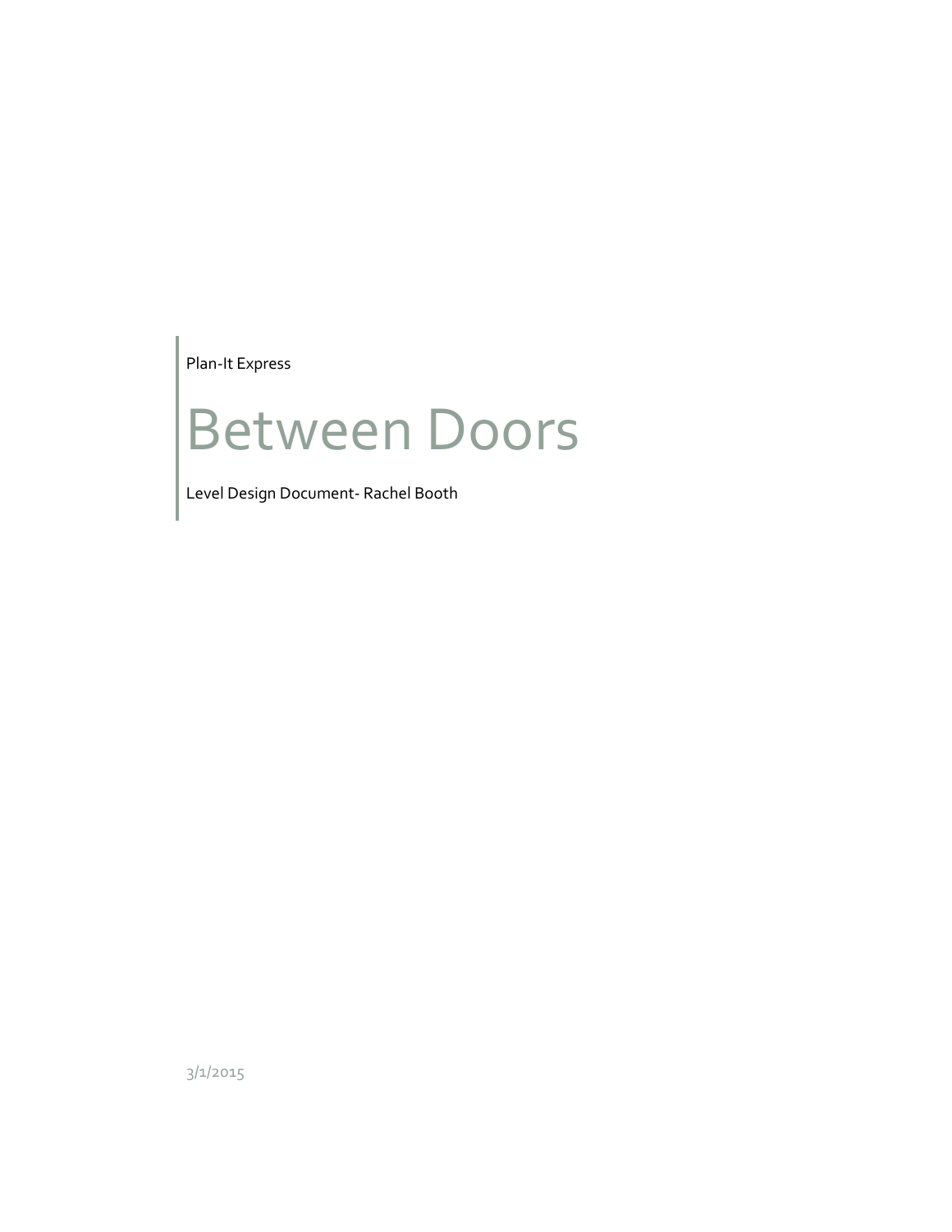Plan-It Express

# Between Doors

Level Design Document- Rachel Booth

3/1/2015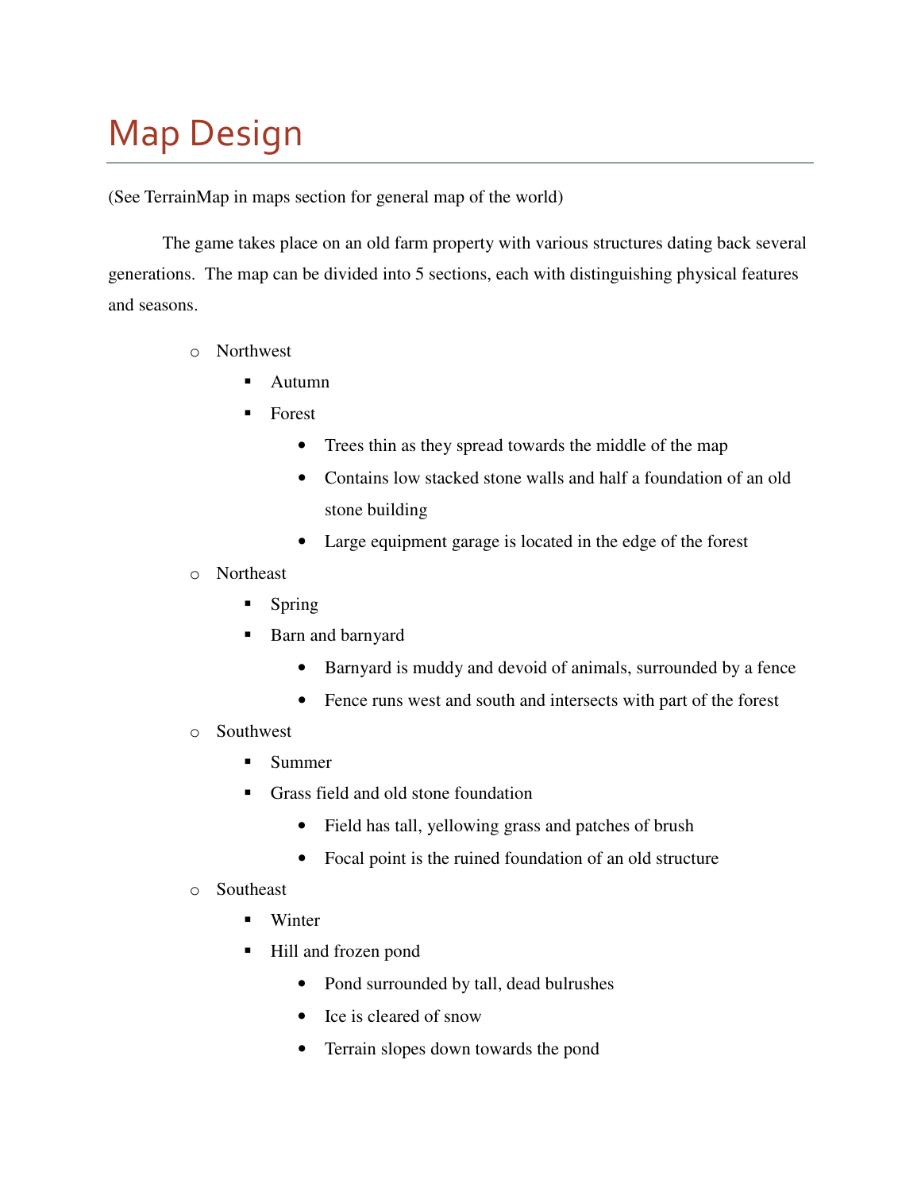# Map Design

(See TerrainMap in maps section for general map of the world)

The game takes place on an old farm property with various structures dating back several generations. The map can be divided into 5 sections, each with distinguishing physical features and seasons.

- Northwest
  - Autumn
  - Forest
    - Trees thin as they spread towards the middle of the map
    - Contains low stacked stone walls and half a foundation of an old stone building
    - Large equipment garage is located in the edge of the forest
- Northeast
  - Spring
  - Barn and barnyard
    - Barnyard is muddy and devoid of animals, surrounded by a fence
    - Fence runs west and south and intersects with part of the forest
- Southwest
  - Summer
  - Grass field and old stone foundation
    - Field has tall, yellowing grass and patches of brush
    - Focal point is the ruined foundation of an old structure
- Southeast
  - Winter
  - Hill and frozen pond
    - Pond surrounded by tall, dead bulrushes
    - Ice is cleared of snow
    - Terrain slopes down towards the pond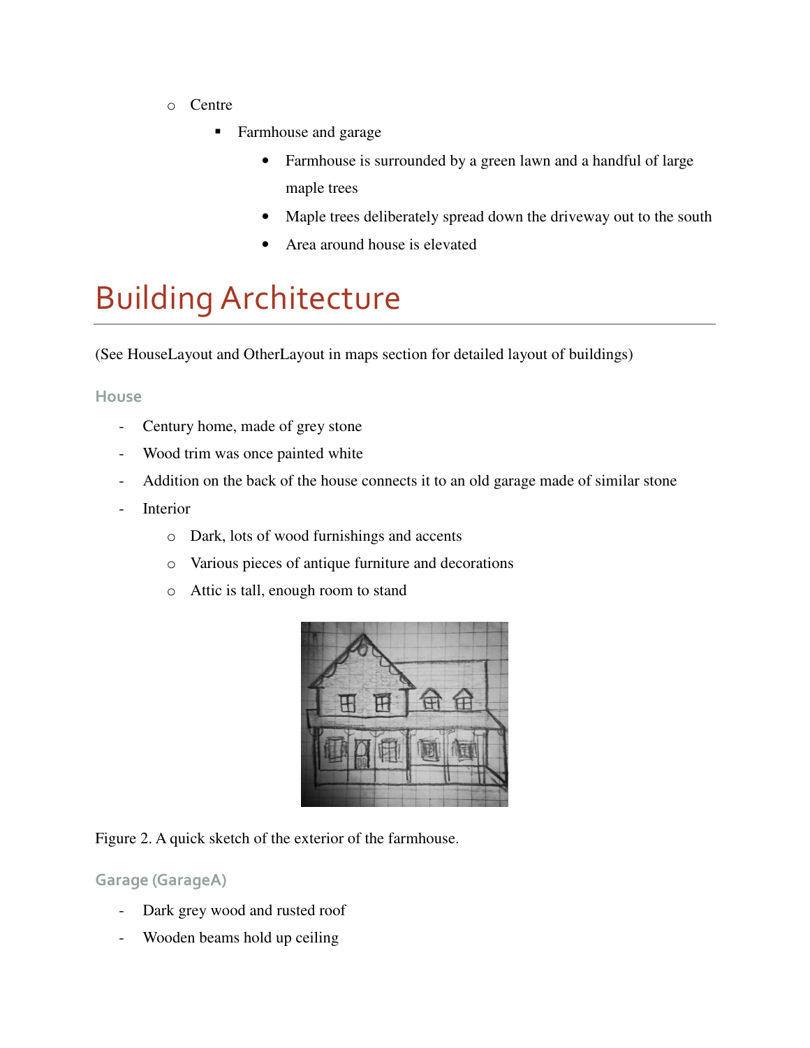- Centre
  - Farmhouse and garage
    - Farmhouse is surrounded by a green lawn and a handful of large maple trees
    - Maple trees deliberately spread down the driveway out to the south
    - Area around house is elevated

# Building Architecture

(See HouseLayout and OtherLayout in maps section for detailed layout of buildings)

### House

- Century home, made of grey stone
- Wood trim was once painted white
- Addition on the back of the house connects it to an old garage made of similar stone
- Interior
  - Dark, lots of wood furnishings and accents
  - Various pieces of antique furniture and decorations
  - Attic is tall, enough room to stand

Figure 2. A quick sketch of the exterior of the farmhouse.

### Garage (GarageA)

- Dark grey wood and rusted roof
- Wooden beams hold up ceiling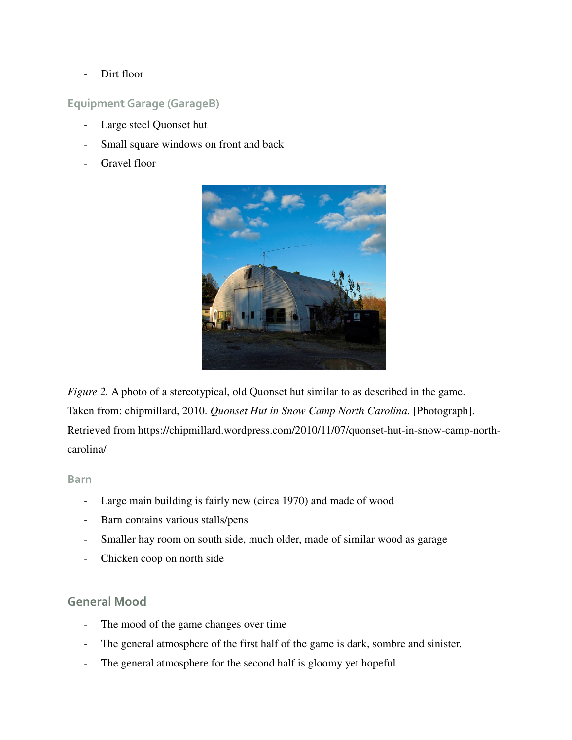- Dirt floor

### Equipment Garage (GarageB)

- Large steel Quonset hut
- Small square windows on front and back
- Gravel floor

*Figure 2.* A photo of a stereotypical, old Quonset hut similar to as described in the game. Taken from: chipmillard, 2010. *Quonset Hut in Snow Camp North Carolina.* [Photograph]. Retrieved from https://chipmillard.wordpress.com/2010/11/07/quonset-hut-in-snow-camp-north-carolina/

### Barn

- Large main building is fairly new (circa 1970) and made of wood
- Barn contains various stalls/pens
- Smaller hay room on south side, much older, made of similar wood as garage
- Chicken coop on north side

## General Mood

- The mood of the game changes over time
- The general atmosphere of the first half of the game is dark, sombre and sinister.
- The general atmosphere for the second half is gloomy yet hopeful.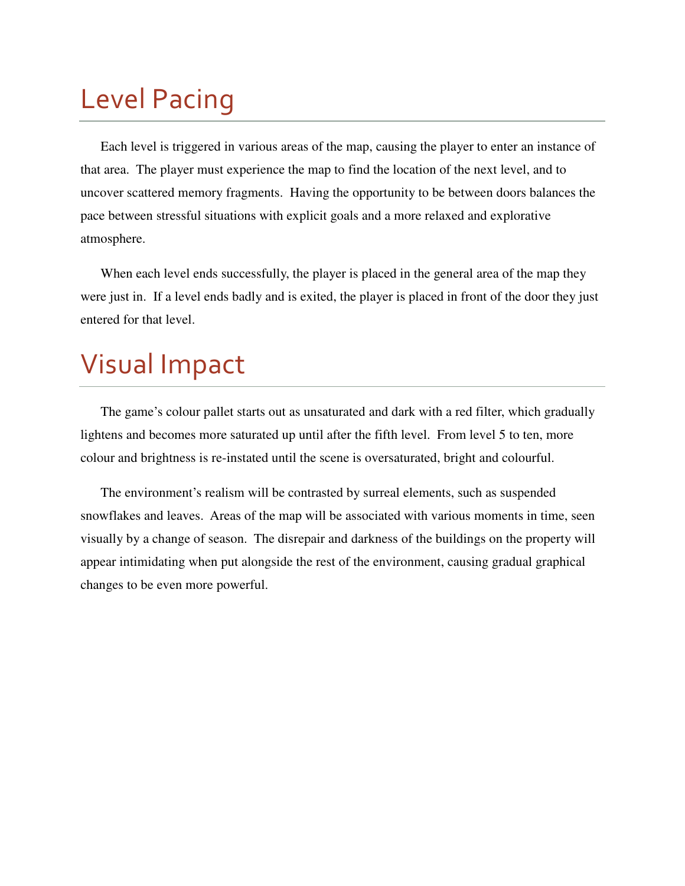# Level Pacing

Each level is triggered in various areas of the map, causing the player to enter an instance of that area. The player must experience the map to find the location of the next level, and to uncover scattered memory fragments. Having the opportunity to be between doors balances the pace between stressful situations with explicit goals and a more relaxed and explorative atmosphere.

When each level ends successfully, the player is placed in the general area of the map they were just in. If a level ends badly and is exited, the player is placed in front of the door they just entered for that level.

# Visual Impact

The game's colour pallet starts out as unsaturated and dark with a red filter, which gradually lightens and becomes more saturated up until after the fifth level. From level 5 to ten, more colour and brightness is re-instated until the scene is oversaturated, bright and colourful.

The environment's realism will be contrasted by surreal elements, such as suspended snowflakes and leaves. Areas of the map will be associated with various moments in time, seen visually by a change of season. The disrepair and darkness of the buildings on the property will appear intimidating when put alongside the rest of the environment, causing gradual graphical changes to be even more powerful.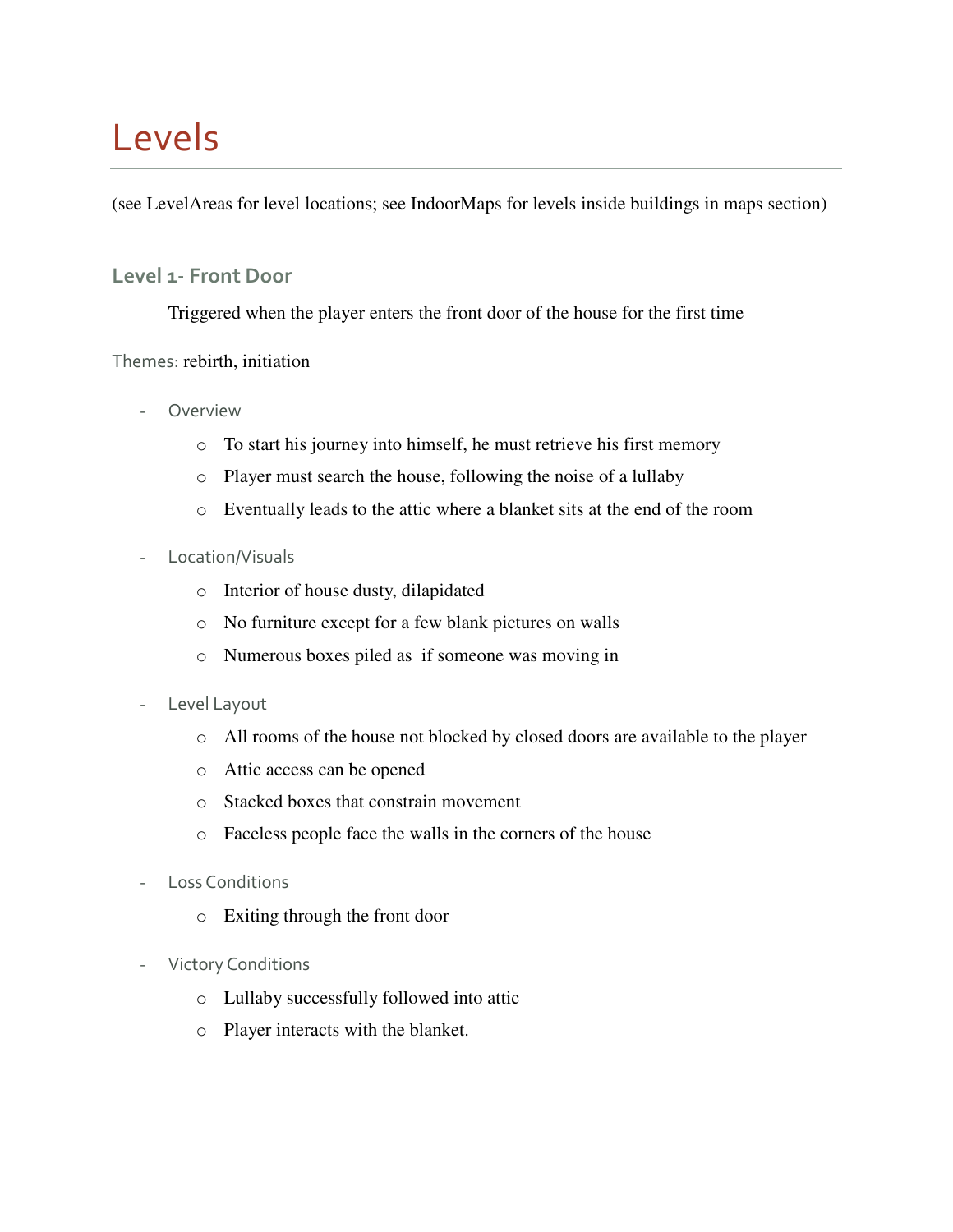# Levels

(see LevelAreas for level locations; see IndoorMaps for levels inside buildings in maps section)

## Level 1- Front Door

Triggered when the player enters the front door of the house for the first time

Themes: rebirth, initiation

- Overview
  - To start his journey into himself, he must retrieve his first memory
  - Player must search the house, following the noise of a lullaby
  - Eventually leads to the attic where a blanket sits at the end of the room
- Location/Visuals
  - Interior of house dusty, dilapidated
  - No furniture except for a few blank pictures on walls
  - Numerous boxes piled as if someone was moving in
- Level Layout
  - All rooms of the house not blocked by closed doors are available to the player
  - Attic access can be opened
  - Stacked boxes that constrain movement
  - Faceless people face the walls in the corners of the house
- Loss Conditions
  - Exiting through the front door
- Victory Conditions
  - Lullaby successfully followed into attic
  - Player interacts with the blanket.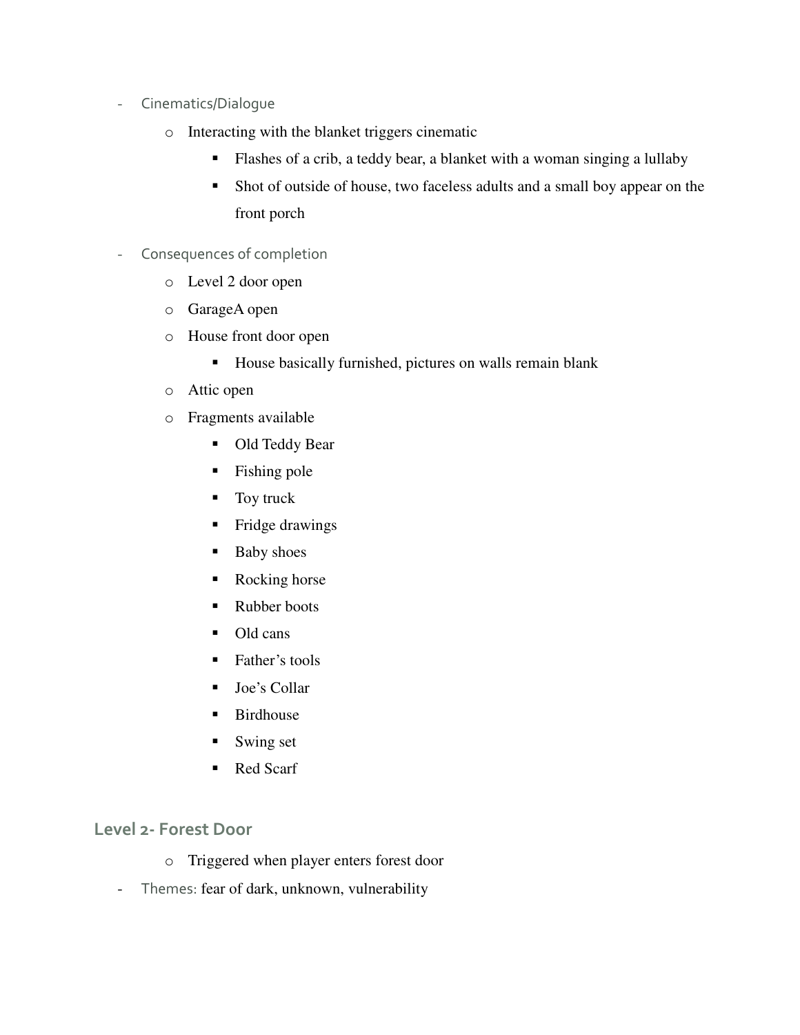- Cinematics/Dialogue
    - Interacting with the blanket triggers cinematic
        - Flashes of a crib, a teddy bear, a blanket with a woman singing a lullaby
        - Shot of outside of house, two faceless adults and a small boy appear on the front porch
- Consequences of completion
    - Level 2 door open
    - GarageA open
    - House front door open
        - House basically furnished, pictures on walls remain blank
    - Attic open
    - Fragments available
        - Old Teddy Bear
        - Fishing pole
        - Toy truck
        - Fridge drawings
        - Baby shoes
        - Rocking horse
        - Rubber boots
        - Old cans
        - Father's tools
        - Joe's Collar
        - Birdhouse
        - Swing set
        - Red Scarf

## Level 2- Forest Door

- Triggered when player enters forest door

- Themes: fear of dark, unknown, vulnerability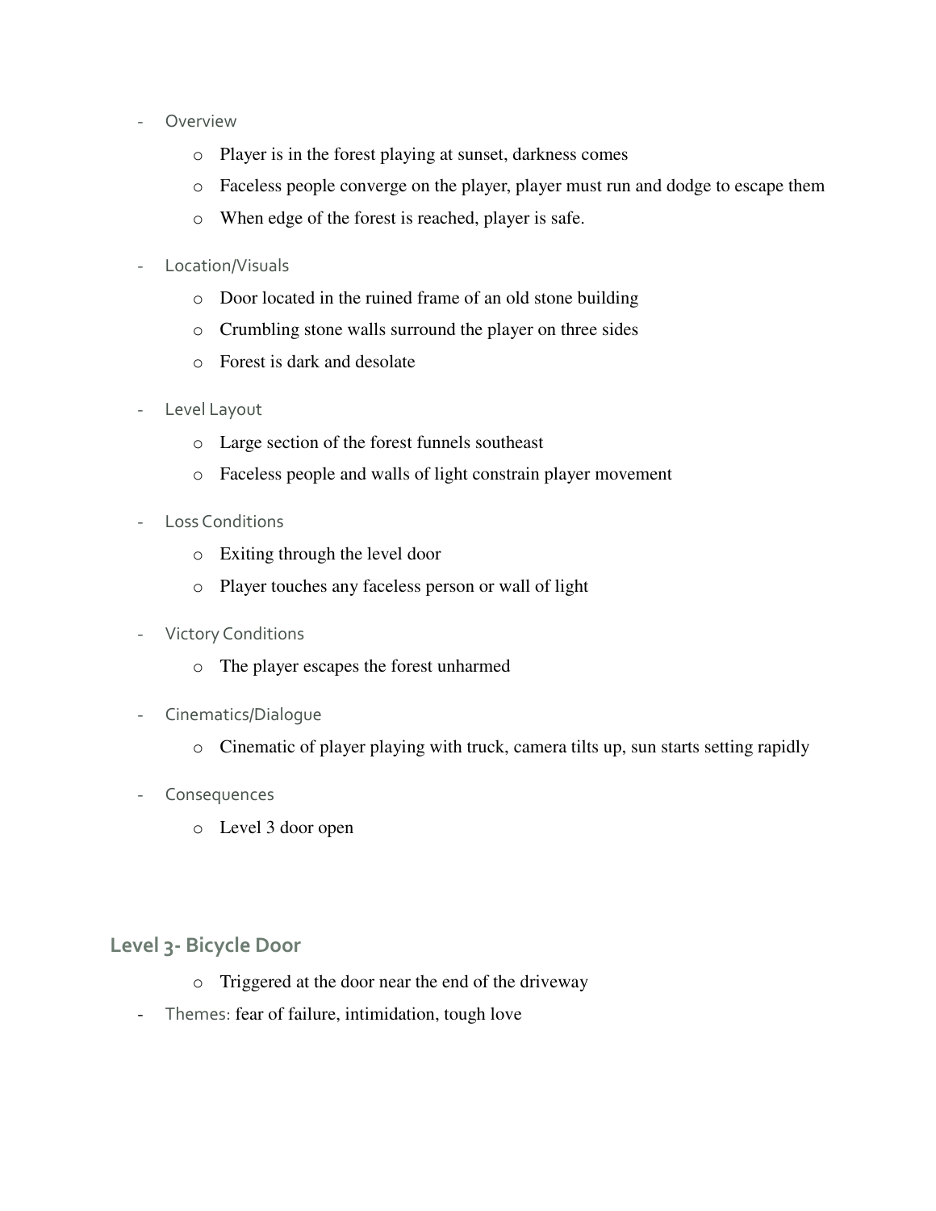- Overview
  - Player is in the forest playing at sunset, darkness comes
  - Faceless people converge on the player, player must run and dodge to escape them
  - When edge of the forest is reached, player is safe.
- Location/Visuals
  - Door located in the ruined frame of an old stone building
  - Crumbling stone walls surround the player on three sides
  - Forest is dark and desolate
- Level Layout
  - Large section of the forest funnels southeast
  - Faceless people and walls of light constrain player movement
- Loss Conditions
  - Exiting through the level door
  - Player touches any faceless person or wall of light
- Victory Conditions
  - The player escapes the forest unharmed
- Cinematics/Dialogue
  - Cinematic of player playing with truck, camera tilts up, sun starts setting rapidly
- Consequences
  - Level 3 door open

## Level 3- Bicycle Door

- Triggered at the door near the end of the driveway

- Themes: fear of failure, intimidation, tough love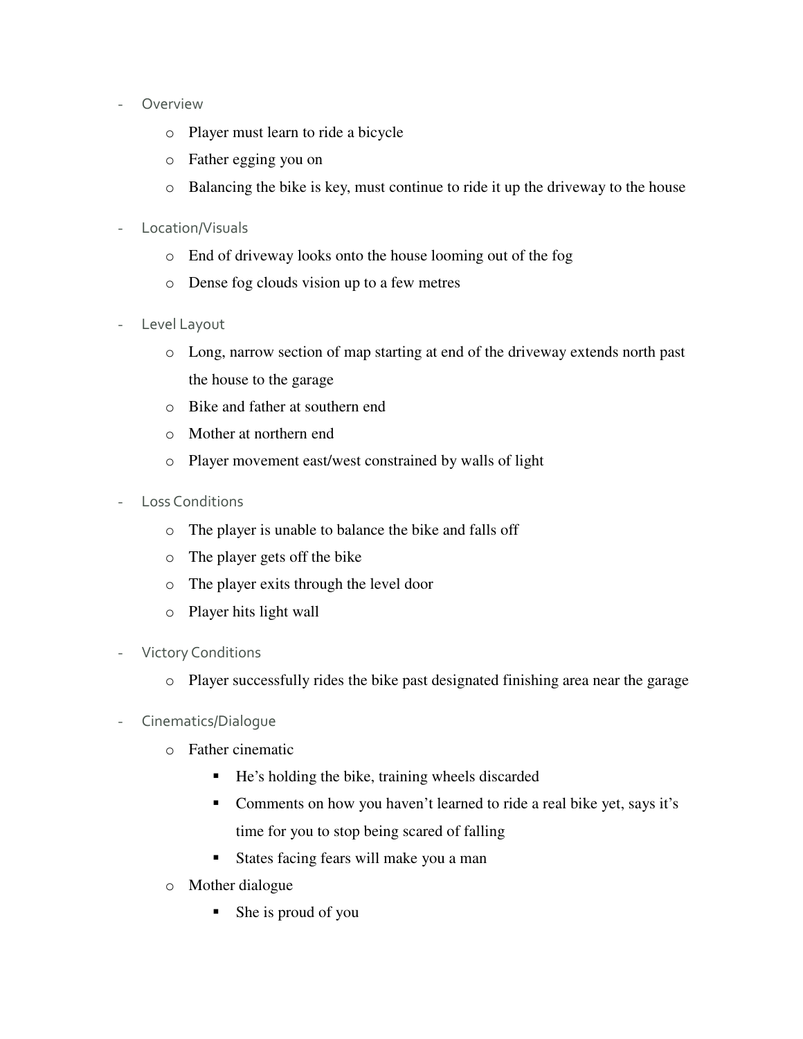- Overview
    - Player must learn to ride a bicycle
    - Father egging you on
    - Balancing the bike is key, must continue to ride it up the driveway to the house
- Location/Visuals
    - End of driveway looks onto the house looming out of the fog
    - Dense fog clouds vision up to a few metres
- Level Layout
    - Long, narrow section of map starting at end of the driveway extends north past the house to the garage
    - Bike and father at southern end
    - Mother at northern end
    - Player movement east/west constrained by walls of light
- Loss Conditions
    - The player is unable to balance the bike and falls off
    - The player gets off the bike
    - The player exits through the level door
    - Player hits light wall
- Victory Conditions
    - Player successfully rides the bike past designated finishing area near the garage
- Cinematics/Dialogue
    - Father cinematic
        - He's holding the bike, training wheels discarded
        - Comments on how you haven't learned to ride a real bike yet, says it's time for you to stop being scared of falling
        - States facing fears will make you a man
    - Mother dialogue
        - She is proud of you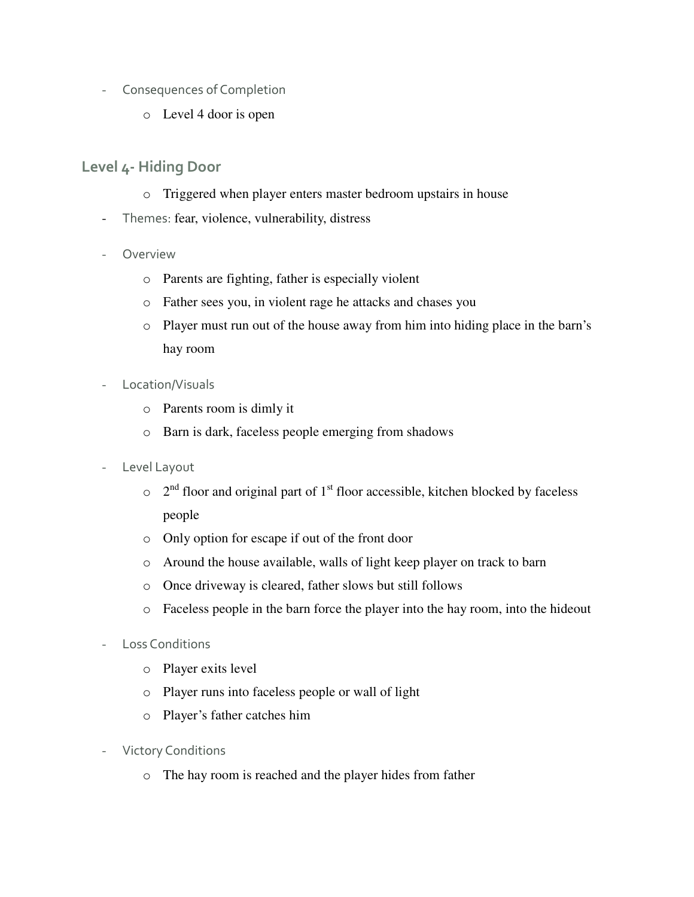- Consequences of Completion
  - Level 4 door is open

## Level 4- Hiding Door

  - Triggered when player enters master bedroom upstairs in house
- Themes: fear, violence, vulnerability, distress
- Overview
  - Parents are fighting, father is especially violent
  - Father sees you, in violent rage he attacks and chases you
  - Player must run out of the house away from him into hiding place in the barn's hay room
- Location/Visuals
  - Parents room is dimly it
  - Barn is dark, faceless people emerging from shadows
- Level Layout
  - 2nd floor and original part of 1st floor accessible, kitchen blocked by faceless people
  - Only option for escape if out of the front door
  - Around the house available, walls of light keep player on track to barn
  - Once driveway is cleared, father slows but still follows
  - Faceless people in the barn force the player into the hay room, into the hideout
- Loss Conditions
  - Player exits level
  - Player runs into faceless people or wall of light
  - Player's father catches him
- Victory Conditions
  - The hay room is reached and the player hides from father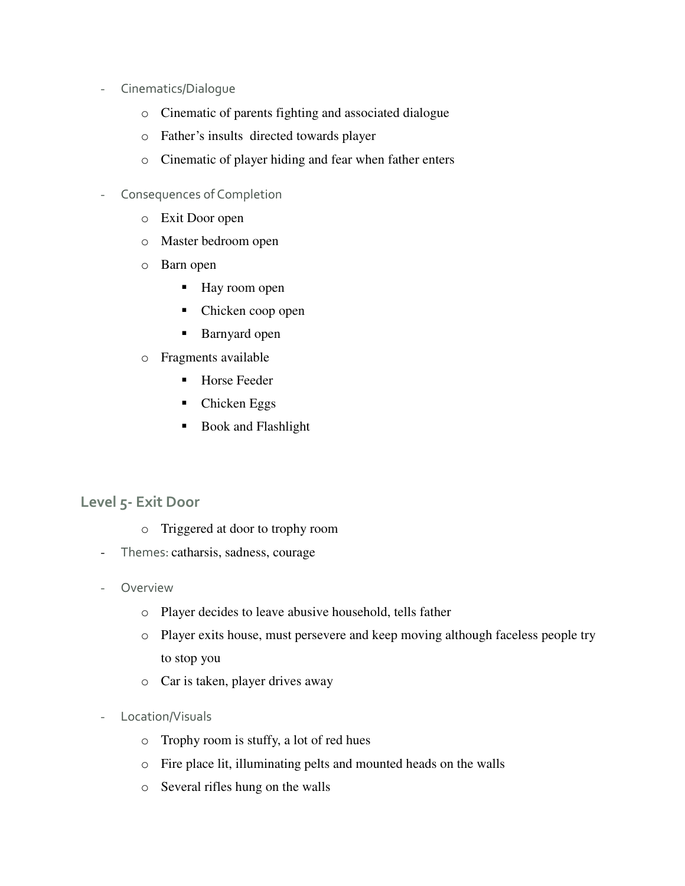- Cinematics/Dialogue
    - Cinematic of parents fighting and associated dialogue
    - Father's insults  directed towards player
    - Cinematic of player hiding and fear when father enters
- Consequences of Completion
    - Exit Door open
    - Master bedroom open
    - Barn open
        - Hay room open
        - Chicken coop open
        - Barnyard open
    - Fragments available
        - Horse Feeder
        - Chicken Eggs
        - Book and Flashlight

## Level 5- Exit Door

- Triggered at door to trophy room

- Themes: catharsis, sadness, courage
- Overview
    - Player decides to leave abusive household, tells father
    - Player exits house, must persevere and keep moving although faceless people try to stop you
    - Car is taken, player drives away
- Location/Visuals
    - Trophy room is stuffy, a lot of red hues
    - Fire place lit, illuminating pelts and mounted heads on the walls
    - Several rifles hung on the walls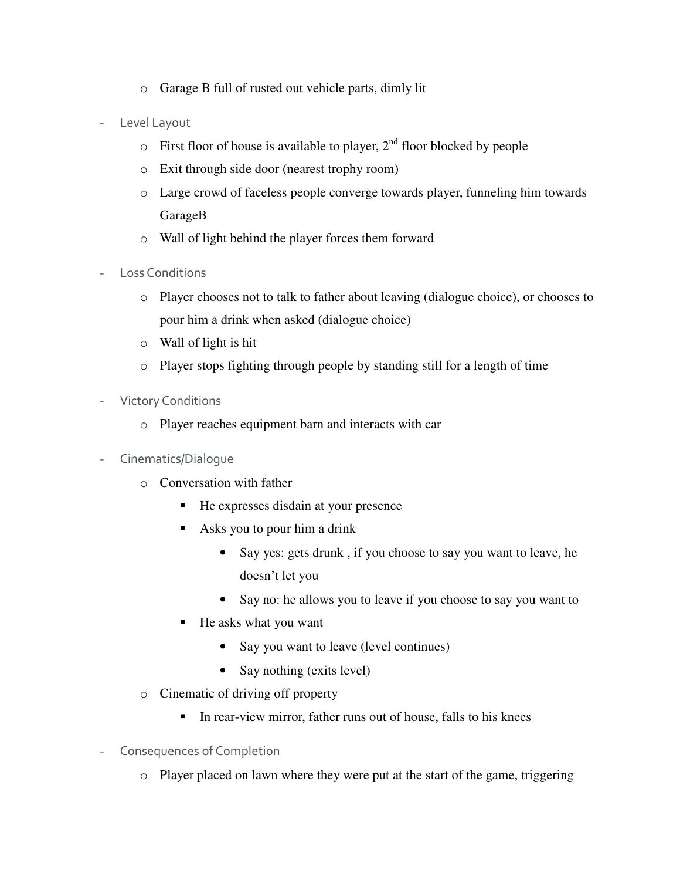- Garage B full of rusted out vehicle parts, dimly lit

- Level Layout
  - First floor of house is available to player, 2nd floor blocked by people
  - Exit through side door (nearest trophy room)
  - Large crowd of faceless people converge towards player, funneling him towards GarageB
  - Wall of light behind the player forces them forward

- Loss Conditions
  - Player chooses not to talk to father about leaving (dialogue choice), or chooses to pour him a drink when asked (dialogue choice)
  - Wall of light is hit
  - Player stops fighting through people by standing still for a length of time

- Victory Conditions
  - Player reaches equipment barn and interacts with car

- Cinematics/Dialogue
  - Conversation with father
    - He expresses disdain at your presence
    - Asks you to pour him a drink
      - Say yes: gets drunk , if you choose to say you want to leave, he doesn't let you
      - Say no: he allows you to leave if you choose to say you want to
    - He asks what you want
      - Say you want to leave (level continues)
      - Say nothing (exits level)
  - Cinematic of driving off property
    - In rear-view mirror, father runs out of house, falls to his knees

- Consequences of Completion
  - Player placed on lawn where they were put at the start of the game, triggering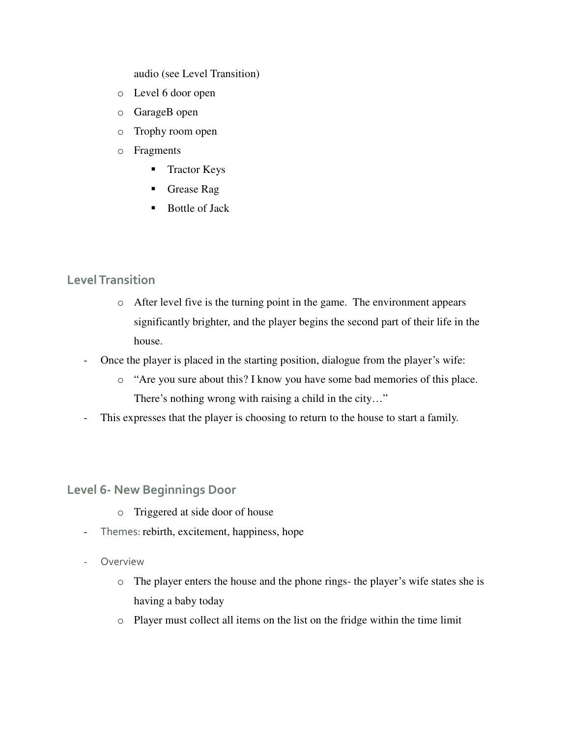audio (see Level Transition)

- Level 6 door open
- GarageB open
- Trophy room open
- Fragments
  - Tractor Keys
  - Grease Rag
  - Bottle of Jack

## Level Transition

- After level five is the turning point in the game. The environment appears significantly brighter, and the player begins the second part of their life in the house.

- Once the player is placed in the starting position, dialogue from the player's wife:
  - "Are you sure about this? I know you have some bad memories of this place. There's nothing wrong with raising a child in the city…"
- This expresses that the player is choosing to return to the house to start a family.

## Level 6- New Beginnings Door

- Triggered at side door of house

- Themes: rebirth, excitement, happiness, hope
- Overview
  - The player enters the house and the phone rings- the player's wife states she is having a baby today
  - Player must collect all items on the list on the fridge within the time limit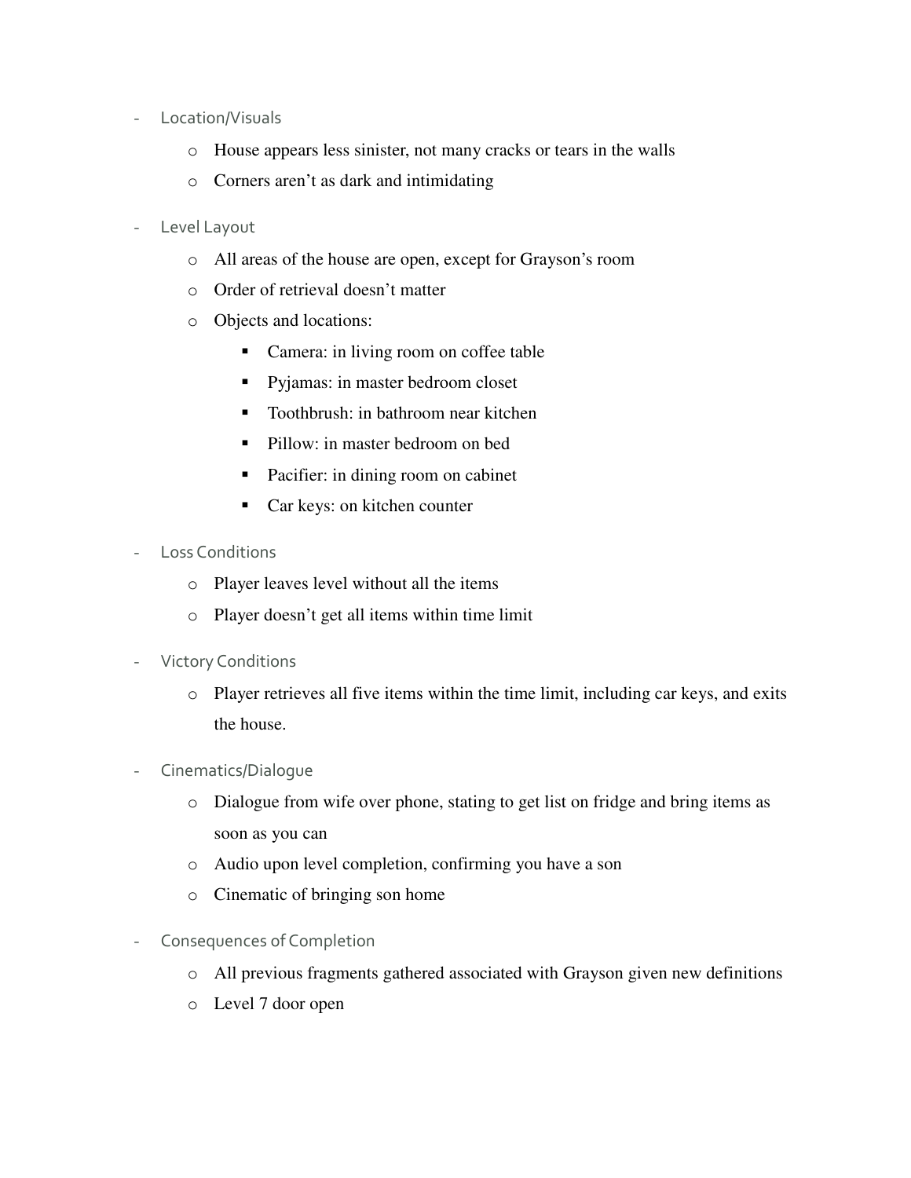- Location/Visuals
    - House appears less sinister, not many cracks or tears in the walls
    - Corners aren't as dark and intimidating
- Level Layout
    - All areas of the house are open, except for Grayson's room
    - Order of retrieval doesn't matter
    - Objects and locations:
        - Camera: in living room on coffee table
        - Pyjamas: in master bedroom closet
        - Toothbrush: in bathroom near kitchen
        - Pillow: in master bedroom on bed
        - Pacifier: in dining room on cabinet
        - Car keys: on kitchen counter
- Loss Conditions
    - Player leaves level without all the items
    - Player doesn't get all items within time limit
- Victory Conditions
    - Player retrieves all five items within the time limit, including car keys, and exits the house.
- Cinematics/Dialogue
    - Dialogue from wife over phone, stating to get list on fridge and bring items as soon as you can
    - Audio upon level completion, confirming you have a son
    - Cinematic of bringing son home
- Consequences of Completion
    - All previous fragments gathered associated with Grayson given new definitions
    - Level 7 door open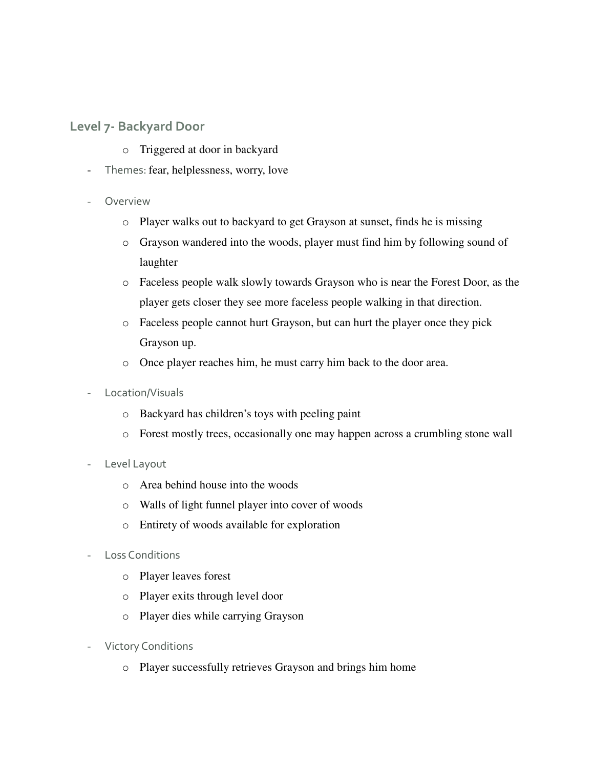## Level 7- Backyard Door

- Triggered at door in backyard

- Themes: fear, helplessness, worry, love

- Overview
  - Player walks out to backyard to get Grayson at sunset, finds he is missing
  - Grayson wandered into the woods, player must find him by following sound of laughter
  - Faceless people walk slowly towards Grayson who is near the Forest Door, as the player gets closer they see more faceless people walking in that direction.
  - Faceless people cannot hurt Grayson, but can hurt the player once they pick Grayson up.
  - Once player reaches him, he must carry him back to the door area.

- Location/Visuals
  - Backyard has children's toys with peeling paint
  - Forest mostly trees, occasionally one may happen across a crumbling stone wall

- Level Layout
  - Area behind house into the woods
  - Walls of light funnel player into cover of woods
  - Entirety of woods available for exploration

- Loss Conditions
  - Player leaves forest
  - Player exits through level door
  - Player dies while carrying Grayson

- Victory Conditions
  - Player successfully retrieves Grayson and brings him home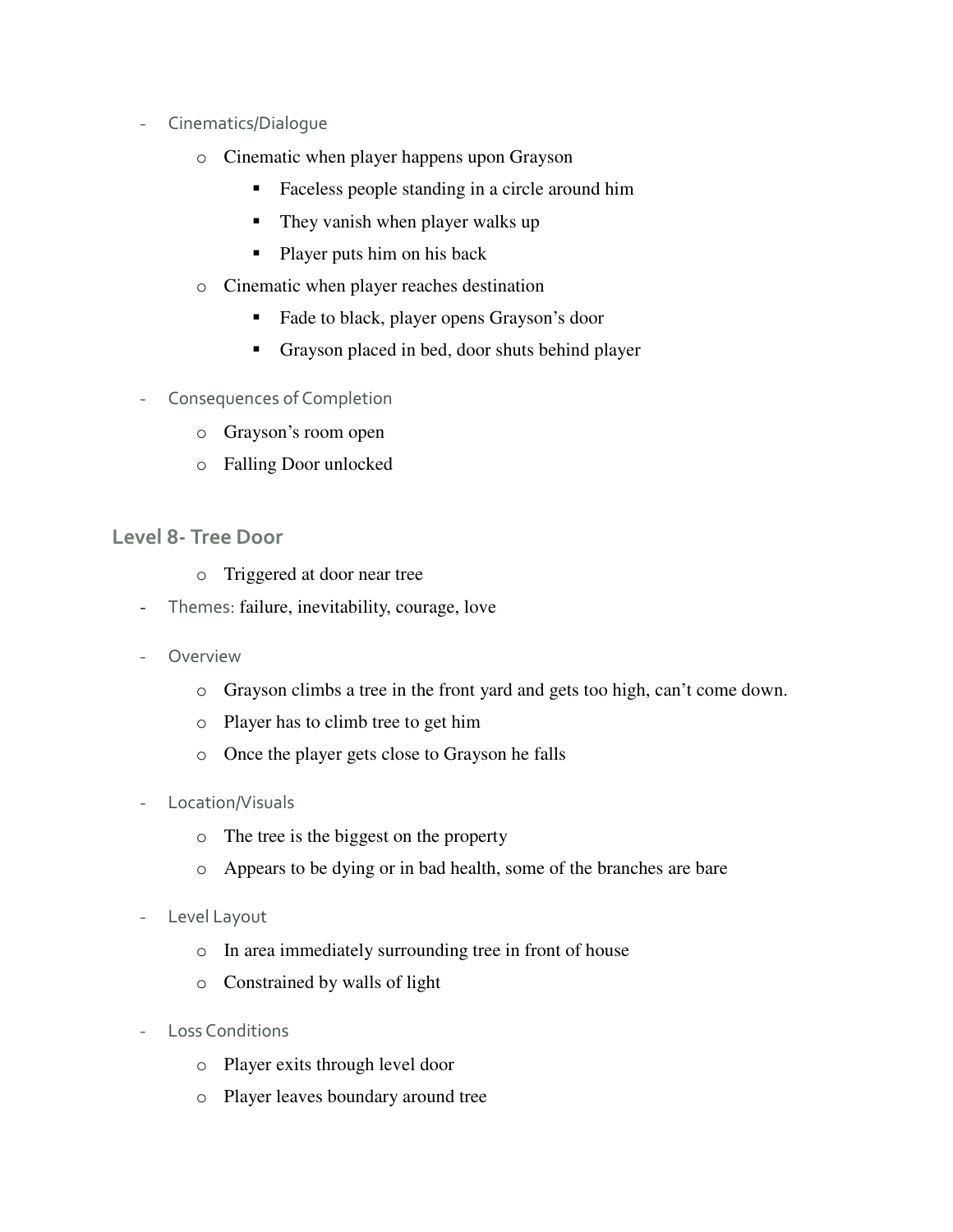- Cinematics/Dialogue
  - Cinematic when player happens upon Grayson
    - Faceless people standing in a circle around him
    - They vanish when player walks up
    - Player puts him on his back
  - Cinematic when player reaches destination
    - Fade to black, player opens Grayson's door
    - Grayson placed in bed, door shuts behind player
- Consequences of Completion
  - Grayson's room open
  - Falling Door unlocked

## Level 8- Tree Door

  - Triggered at door near tree

- Themes: failure, inevitability, courage, love
- Overview
  - Grayson climbs a tree in the front yard and gets too high, can't come down.
  - Player has to climb tree to get him
  - Once the player gets close to Grayson he falls
- Location/Visuals
  - The tree is the biggest on the property
  - Appears to be dying or in bad health, some of the branches are bare
- Level Layout
  - In area immediately surrounding tree in front of house
  - Constrained by walls of light
- Loss Conditions
  - Player exits through level door
  - Player leaves boundary around tree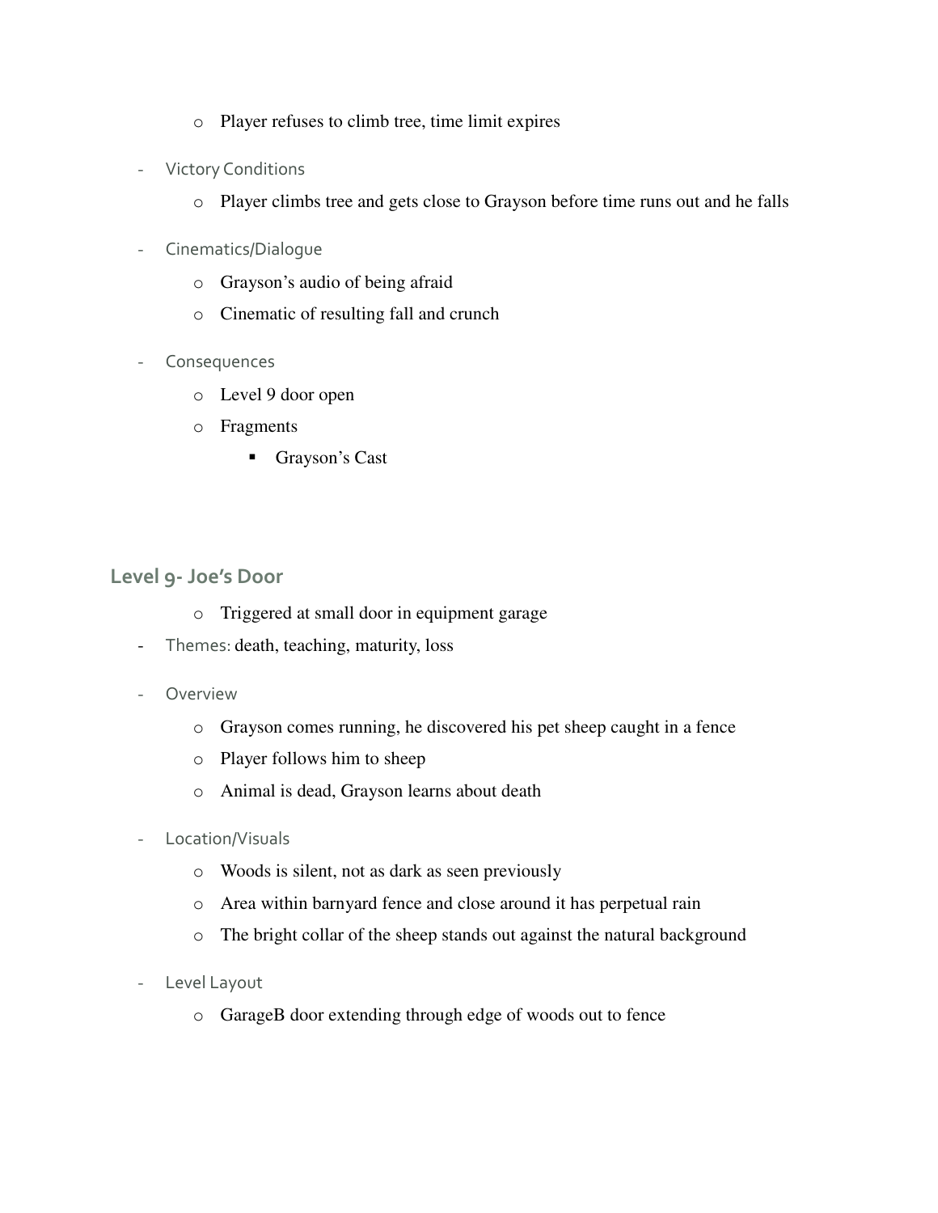- Player refuses to climb tree, time limit expires

- Victory Conditions
  - Player climbs tree and gets close to Grayson before time runs out and he falls

- Cinematics/Dialogue
  - Grayson's audio of being afraid
  - Cinematic of resulting fall and crunch

- Consequences
  - Level 9 door open
  - Fragments
    - Grayson's Cast

## Level 9- Joe's Door

- Triggered at small door in equipment garage

- Themes: death, teaching, maturity, loss

- Overview
  - Grayson comes running, he discovered his pet sheep caught in a fence
  - Player follows him to sheep
  - Animal is dead, Grayson learns about death

- Location/Visuals
  - Woods is silent, not as dark as seen previously
  - Area within barnyard fence and close around it has perpetual rain
  - The bright collar of the sheep stands out against the natural background

- Level Layout
  - GarageB door extending through edge of woods out to fence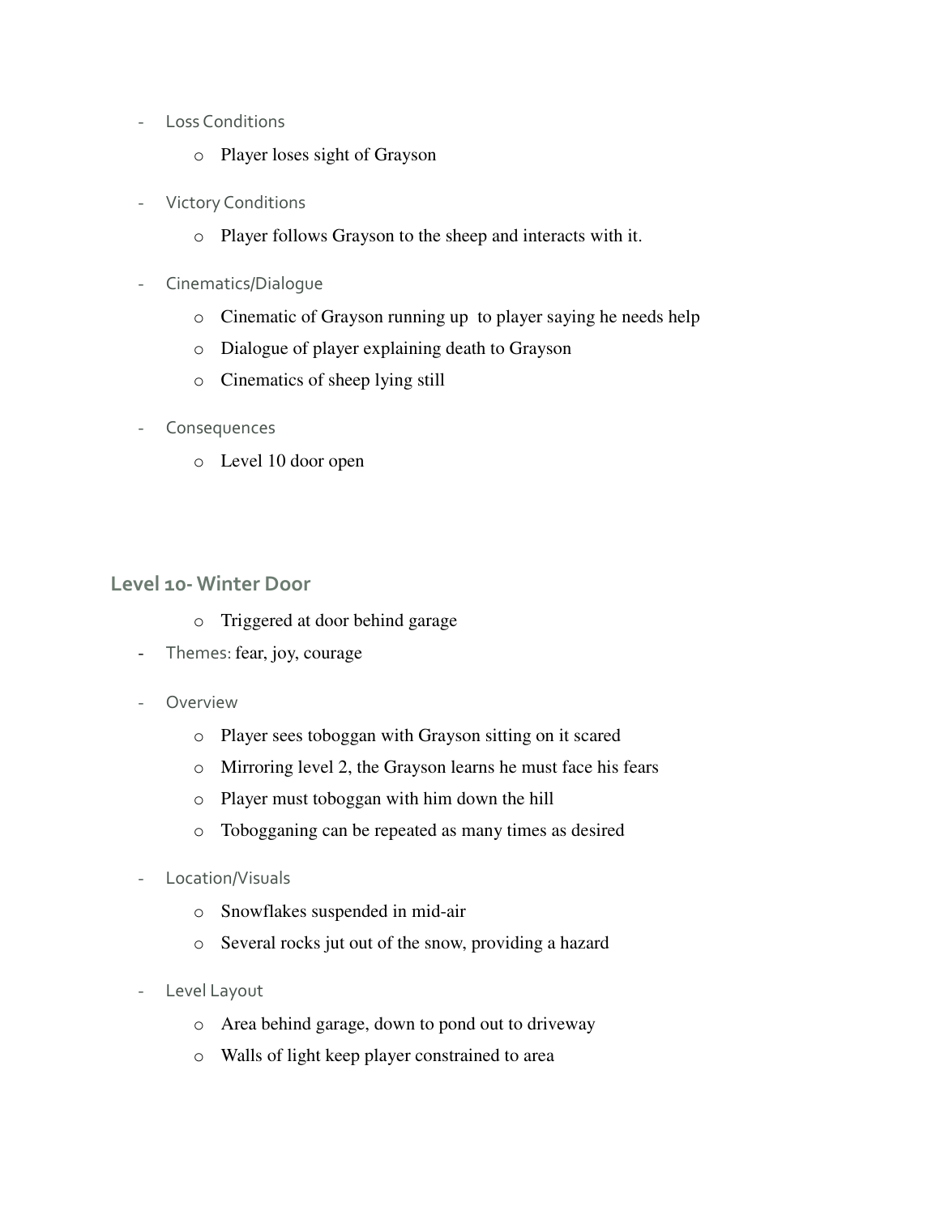- Loss Conditions
  - Player loses sight of Grayson
- Victory Conditions
  - Player follows Grayson to the sheep and interacts with it.
- Cinematics/Dialogue
  - Cinematic of Grayson running up to player saying he needs help
  - Dialogue of player explaining death to Grayson
  - Cinematics of sheep lying still
- Consequences
  - Level 10 door open

## Level 10- Winter Door

- Triggered at door behind garage
- Themes: fear, joy, courage
- Overview
  - Player sees toboggan with Grayson sitting on it scared
  - Mirroring level 2, the Grayson learns he must face his fears
  - Player must toboggan with him down the hill
  - Tobogganing can be repeated as many times as desired
- Location/Visuals
  - Snowflakes suspended in mid-air
  - Several rocks jut out of the snow, providing a hazard
- Level Layout
  - Area behind garage, down to pond out to driveway
  - Walls of light keep player constrained to area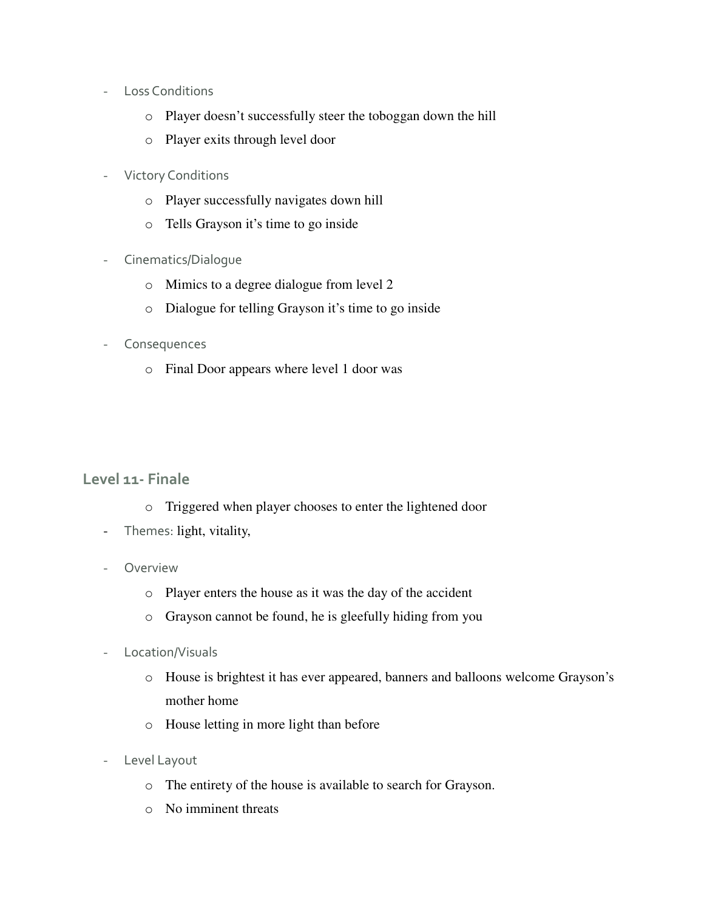- Loss Conditions
    - Player doesn't successfully steer the toboggan down the hill
    - Player exits through level door
- Victory Conditions
    - Player successfully navigates down hill
    - Tells Grayson it's time to go inside
- Cinematics/Dialogue
    - Mimics to a degree dialogue from level 2
    - Dialogue for telling Grayson it's time to go inside
- Consequences
    - Final Door appears where level 1 door was

## Level 11- Finale

- Triggered when player chooses to enter the lightened door

- Themes: light, vitality,
- Overview
    - Player enters the house as it was the day of the accident
    - Grayson cannot be found, he is gleefully hiding from you
- Location/Visuals
    - House is brightest it has ever appeared, banners and balloons welcome Grayson's mother home
    - House letting in more light than before
- Level Layout
    - The entirety of the house is available to search for Grayson.
    - No imminent threats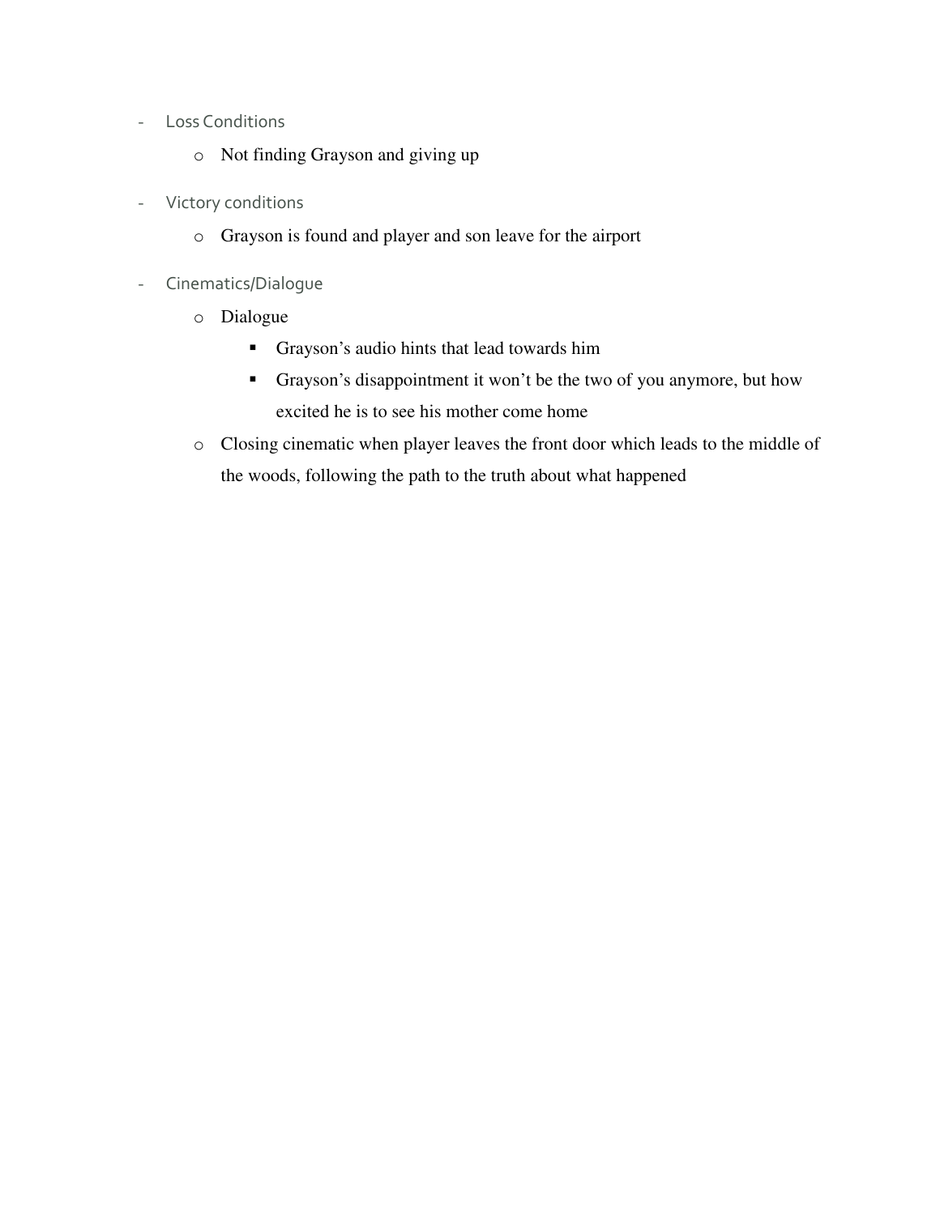- Loss Conditions
    - Not finding Grayson and giving up
- Victory conditions
    - Grayson is found and player and son leave for the airport
- Cinematics/Dialogue
    - Dialogue
        - Grayson's audio hints that lead towards him
        - Grayson's disappointment it won't be the two of you anymore, but how excited he is to see his mother come home
    - Closing cinematic when player leaves the front door which leads to the middle of the woods, following the path to the truth about what happened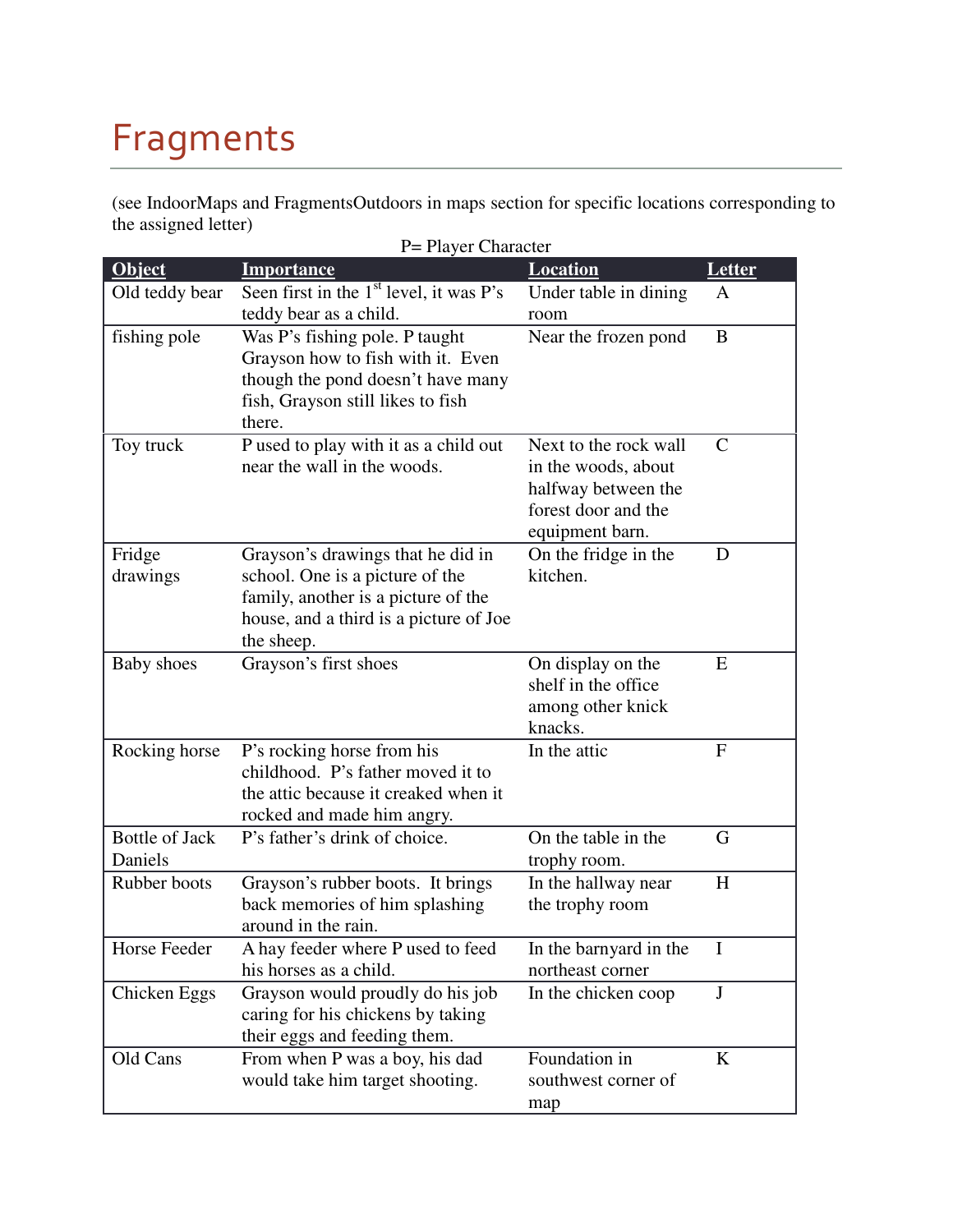# Fragments

(see IndoorMaps and FragmentsOutdoors in maps section for specific locations corresponding to the assigned letter)

P= Player Character

| Object | Importance | Location | Letter |
|---|---|---|---|
| Old teddy bear | Seen first in the 1st level, it was P's teddy bear as a child. | Under table in dining room | A |
| fishing pole | Was P's fishing pole. P taught Grayson how to fish with it. Even though the pond doesn't have many fish, Grayson still likes to fish there. | Near the frozen pond | B |
| Toy truck | P used to play with it as a child out near the wall in the woods. | Next to the rock wall in the woods, about halfway between the forest door and the equipment barn. | C |
| Fridge drawings | Grayson's drawings that he did in school. One is a picture of the family, another is a picture of the house, and a third is a picture of Joe the sheep. | On the fridge in the kitchen. | D |
| Baby shoes | Grayson's first shoes | On display on the shelf in the office among other knick knacks. | E |
| Rocking horse | P's rocking horse from his childhood. P's father moved it to the attic because it creaked when it rocked and made him angry. | In the attic | F |
| Bottle of Jack Daniels | P's father's drink of choice. | On the table in the trophy room. | G |
| Rubber boots | Grayson's rubber boots. It brings back memories of him splashing around in the rain. | In the hallway near the trophy room | H |
| Horse Feeder | A hay feeder where P used to feed his horses as a child. | In the barnyard in the northeast corner | I |
| Chicken Eggs | Grayson would proudly do his job caring for his chickens by taking their eggs and feeding them. | In the chicken coop | J |
| Old Cans | From when P was a boy, his dad would take him target shooting. | Foundation in southwest corner of map | K |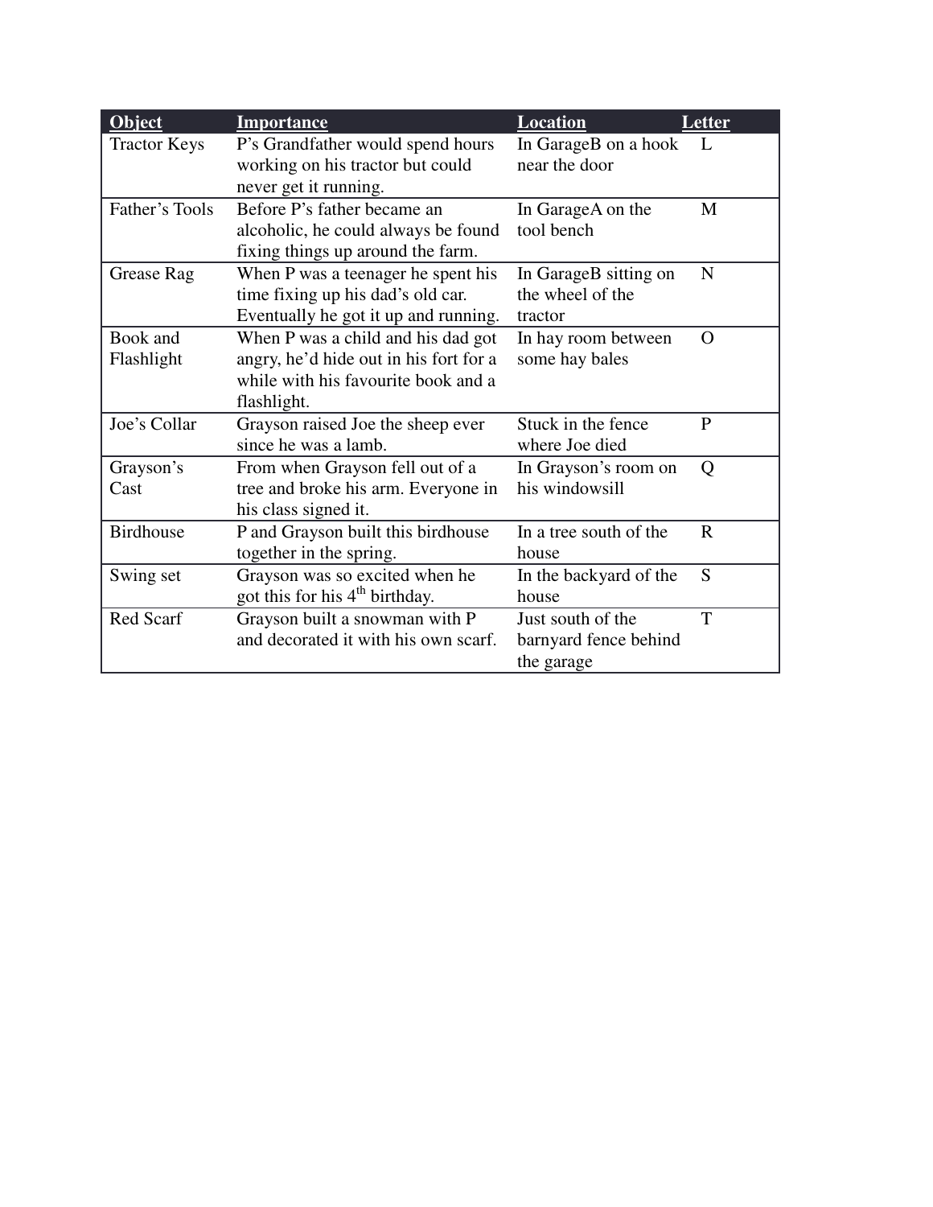| Object | Importance | Location | Letter |
| --- | --- | --- | --- |
| Tractor Keys | P's Grandfather would spend hours working on his tractor but could never get it running. | In GarageB on a hook near the door | L |
| Father's Tools | Before P's father became an alcoholic, he could always be found fixing things up around the farm. | In GarageA on the tool bench | M |
| Grease Rag | When P was a teenager he spent his time fixing up his dad's old car. Eventually he got it up and running. | In GarageB sitting on the wheel of the tractor | N |
| Book and Flashlight | When P was a child and his dad got angry, he'd hide out in his fort for a while with his favourite book and a flashlight. | In hay room between some hay bales | O |
| Joe's Collar | Grayson raised Joe the sheep ever since he was a lamb. | Stuck in the fence where Joe died | P |
| Grayson's Cast | From when Grayson fell out of a tree and broke his arm. Everyone in his class signed it. | In Grayson's room on his windowsill | Q |
| Birdhouse | P and Grayson built this birdhouse together in the spring. | In a tree south of the house | R |
| Swing set | Grayson was so excited when he got this for his 4th birthday. | In the backyard of the house | S |
| Red Scarf | Grayson built a snowman with P and decorated it with his own scarf. | Just south of the barnyard fence behind the garage | T |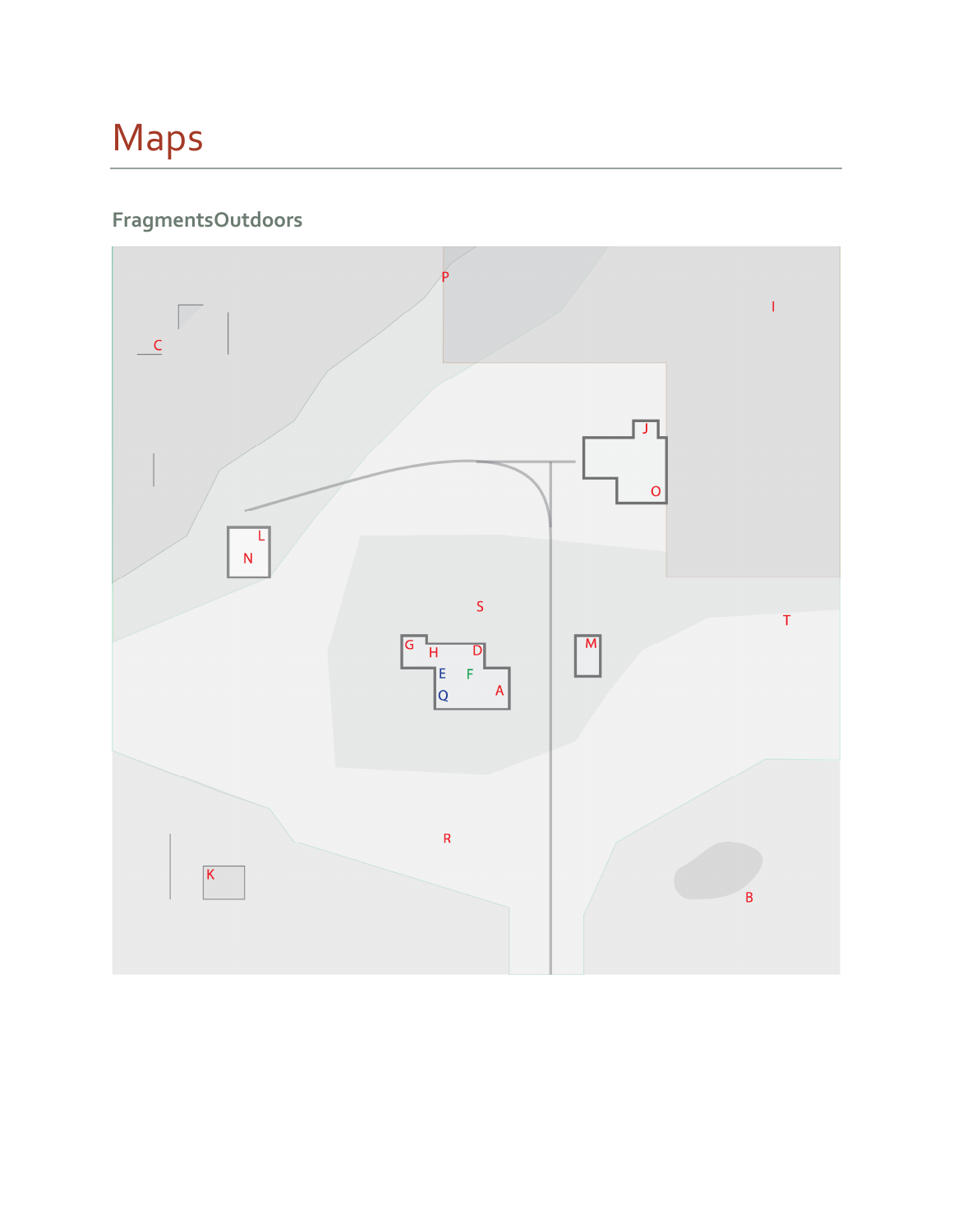# Maps

## FragmentsOutdoors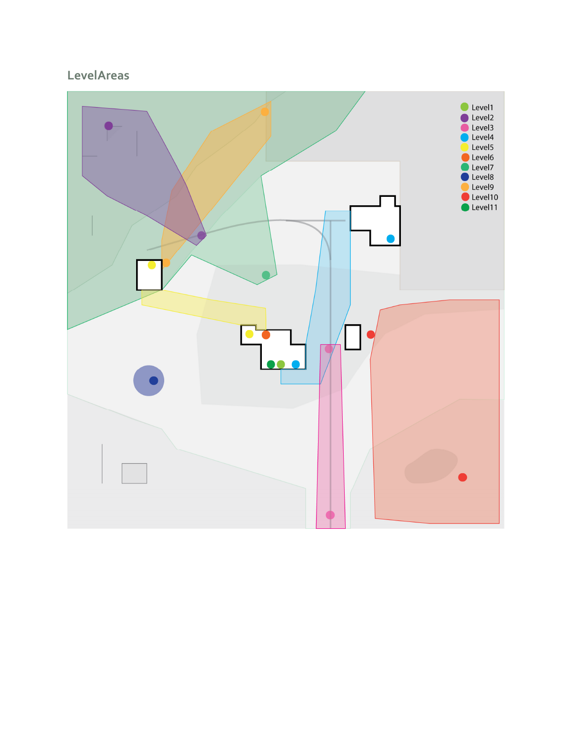## LevelAreas

- Level1
- Level2
- Level3
- Level4
- Level5
- Level6
- Level7
- Level8
- Level9
- Level10
- Level11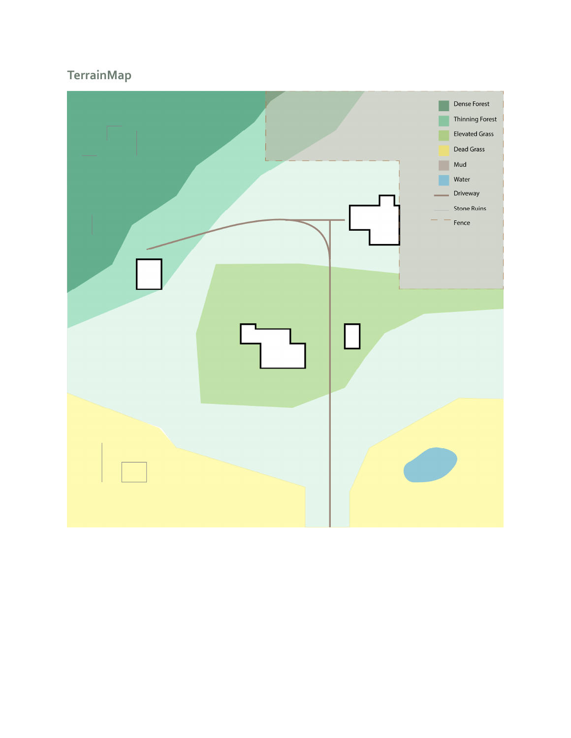## TerrainMap

- Dense Forest
- Thinning Forest
- Elevated Grass
- Dead Grass
- Mud
- Water
- Driveway
- Stone Ruins
- Fence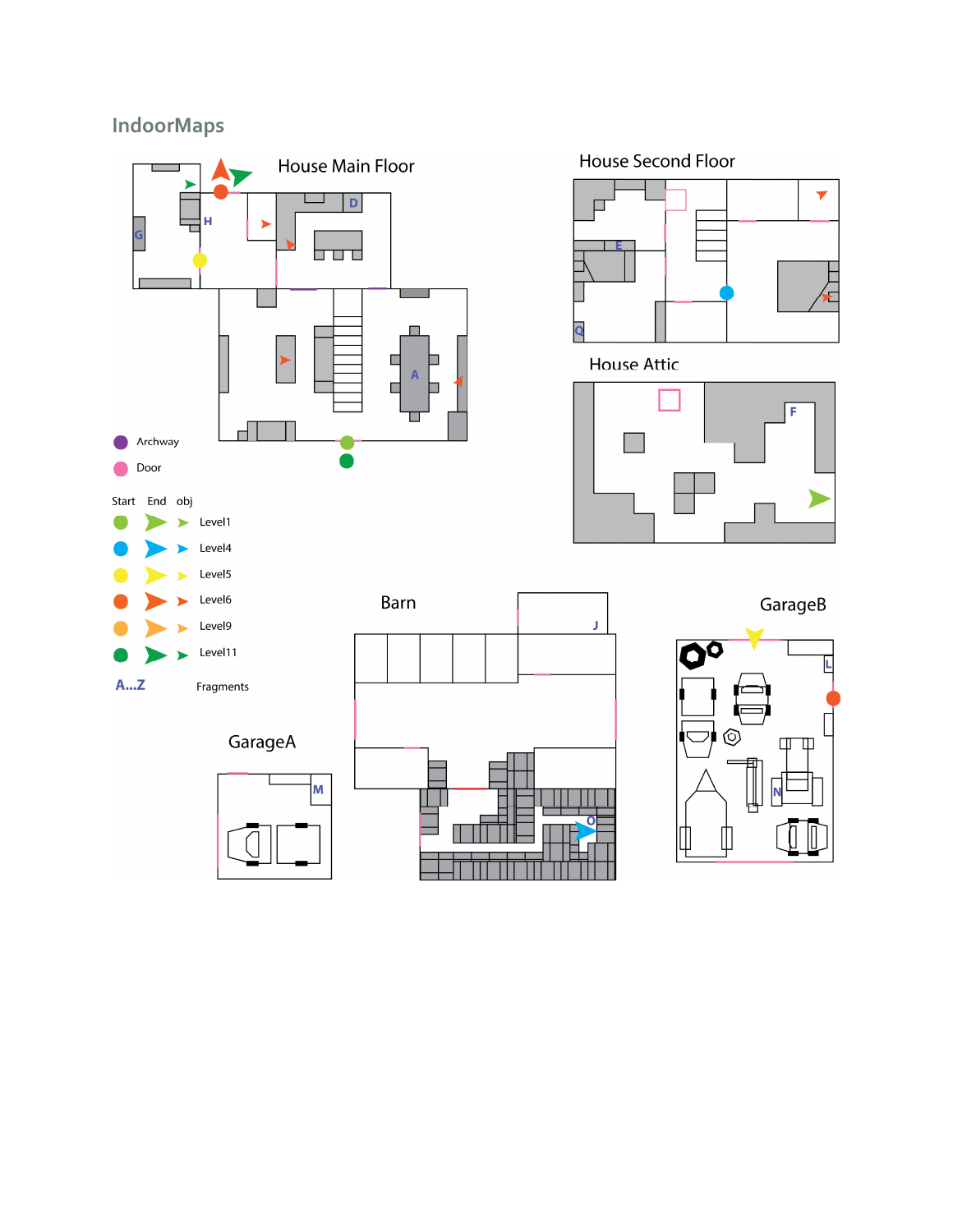# IndoorMaps

House Main Floor

House Second Floor

House Attic

Archway

Door

| Start | End | obj | |
|---|---|---|---|
| | | | Level1 |
| | | | Level4 |
| | | | Level5 |
| | | | Level6 |
| | | | Level9 |
| | | | Level11 |

A...Z Fragments

Barn

GarageB

GarageA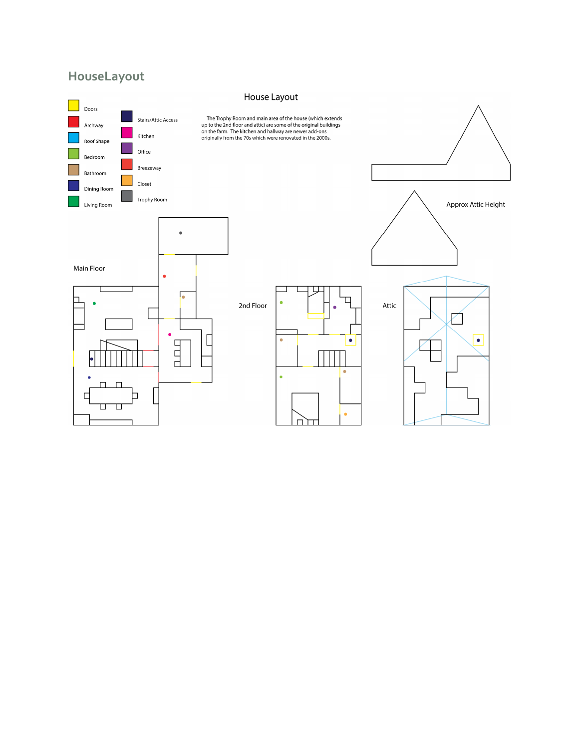# HouseLayout

## House Layout

- Doors
- Archway
- Roof Shape
- Bedroom
- Bathroom
- Dining Room
- Living Room
- Stairs/Attic Access
- Kitchen
- Office
- Breezeway
- Closet
- Trophy Room

The Trophy Room and main area of the house (which extends up to the 2nd floor and attic) are some of the original buildings on the farm. The kitchen and hallway are newer add-ons originally from the 70s which were renovated in the 2000s.

Approx Attic Height

Main Floor

2nd Floor

Attic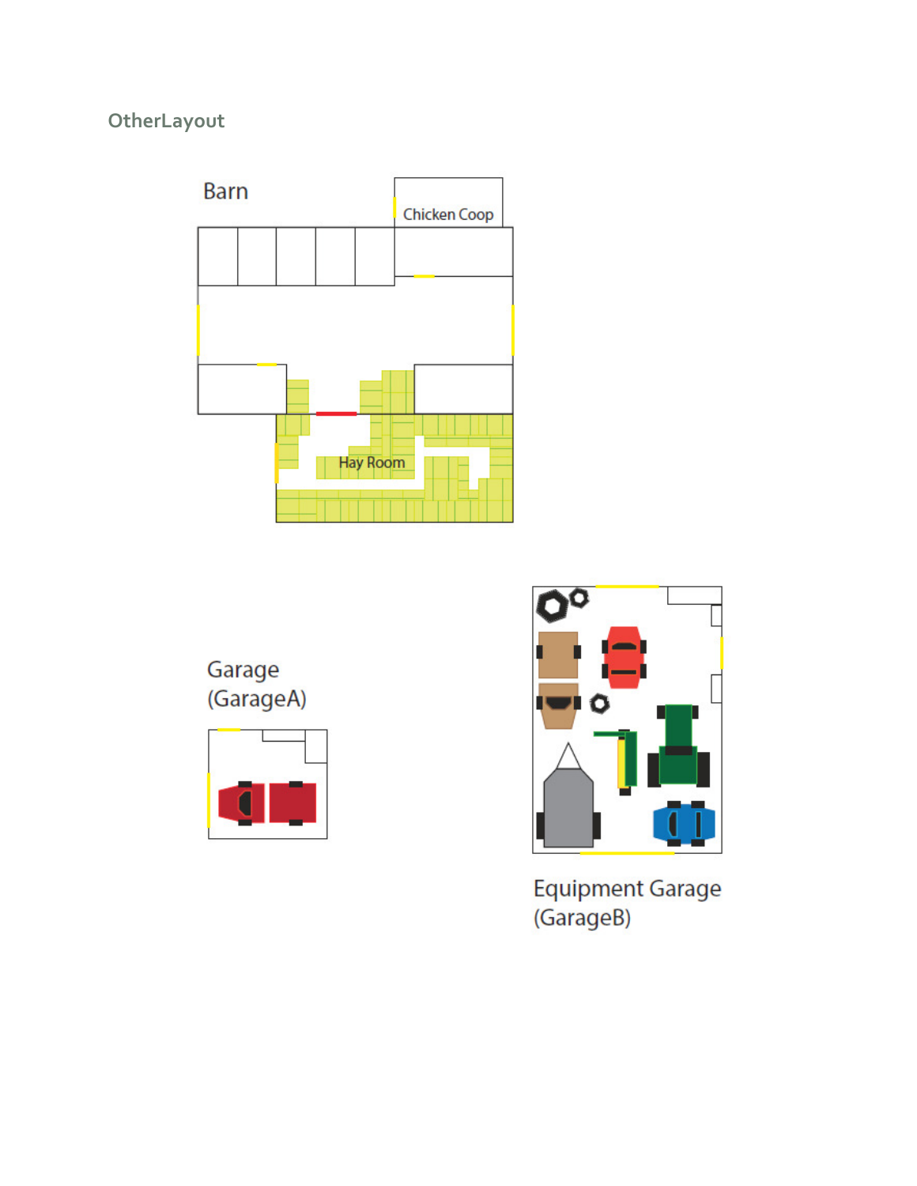## OtherLayout

Barn

Chicken Coop

Hay Room

Garage
(GarageA)

Equipment Garage
(GarageB)